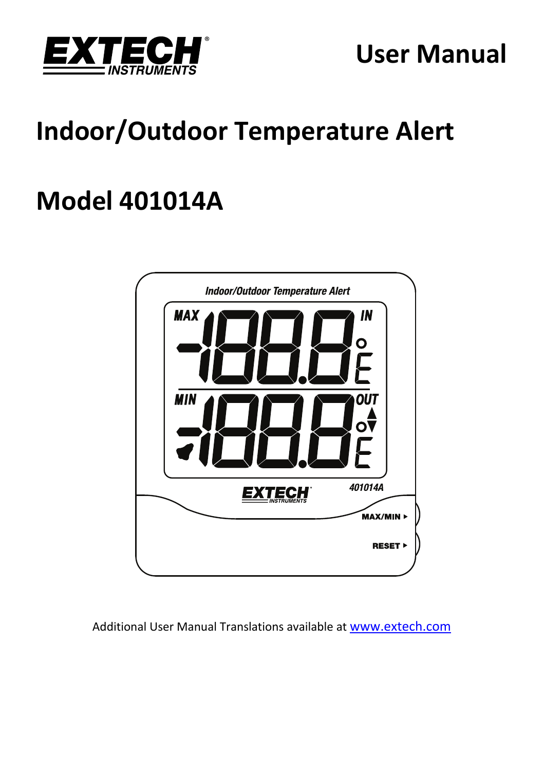EXTECH INSTRUMENTS

# User Manual

# Indoor/Outdoor Temperature Alert

# Model 401014A

Additional User Manual Translations available at [www.extech.com](http://www.extech.com)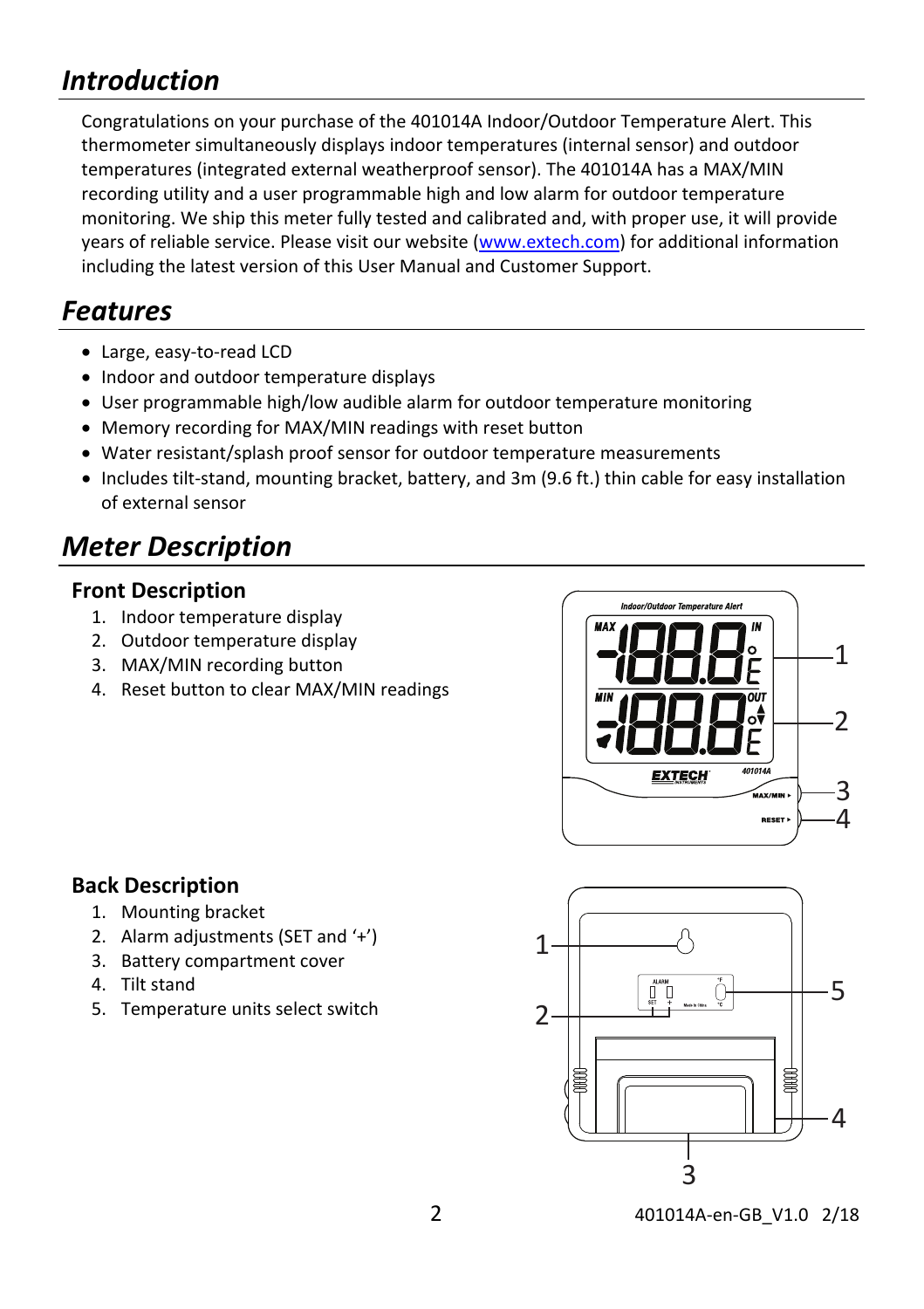## *Introduction*

Congratulations on your purchase of the 401014A Indoor/Outdoor Temperature Alert. This thermometer simultaneously displays indoor temperatures (internal sensor) and outdoor temperatures (integrated external weatherproof sensor). The 401014A has a MAX/MIN recording utility and a user programmable high and low alarm for outdoor temperature monitoring. We ship this meter fully tested and calibrated and, with proper use, it will provide years of reliable service. Please visit our website (www.extech.com) for additional information including the latest version of this User Manual and Customer Support.

## *Features*

- Large, easy-to-read LCD
- Indoor and outdoor temperature displays
- User programmable high/low audible alarm for outdoor temperature monitoring
- Memory recording for MAX/MIN readings with reset button
- Water resistant/splash proof sensor for outdoor temperature measurements
- Includes tilt-stand, mounting bracket, battery, and 3m (9.6 ft.) thin cable for easy installation of external sensor

## *Meter Description*

### Front Description

1. Indoor temperature display
2. Outdoor temperature display
3. MAX/MIN recording button
4. Reset button to clear MAX/MIN readings

### Back Description

1. Mounting bracket
2. Alarm adjustments (SET and '+')
3. Battery compartment cover
4. Tilt stand
5. Temperature units select switch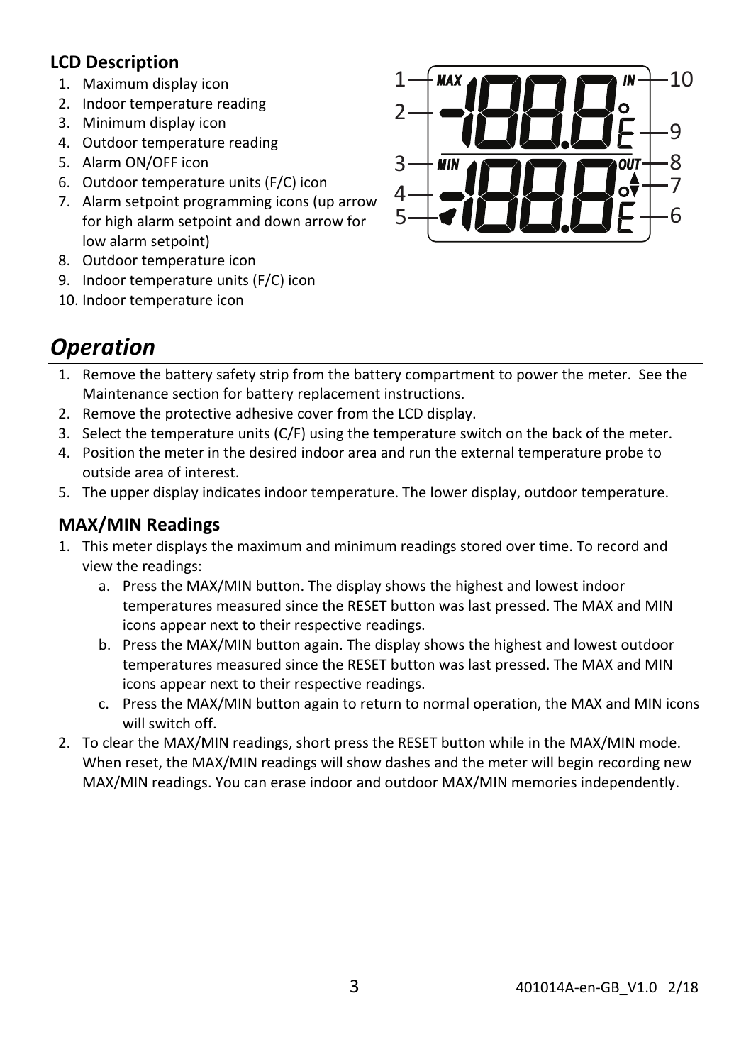### LCD Description

1. Maximum display icon
2. Indoor temperature reading
3. Minimum display icon
4. Outdoor temperature reading
5. Alarm ON/OFF icon
6. Outdoor temperature units (F/C) icon
7. Alarm setpoint programming icons (up arrow for high alarm setpoint and down arrow for low alarm setpoint)
8. Outdoor temperature icon
9. Indoor temperature units (F/C) icon
10. Indoor temperature icon

## *Operation*

1. Remove the battery safety strip from the battery compartment to power the meter. See the Maintenance section for battery replacement instructions.
2. Remove the protective adhesive cover from the LCD display.
3. Select the temperature units (C/F) using the temperature switch on the back of the meter.
4. Position the meter in the desired indoor area and run the external temperature probe to outside area of interest.
5. The upper display indicates indoor temperature. The lower display, outdoor temperature.

### MAX/MIN Readings

1. This meter displays the maximum and minimum readings stored over time. To record and view the readings:
   a. Press the MAX/MIN button. The display shows the highest and lowest indoor temperatures measured since the RESET button was last pressed. The MAX and MIN icons appear next to their respective readings.
   b. Press the MAX/MIN button again. The display shows the highest and lowest outdoor temperatures measured since the RESET button was last pressed. The MAX and MIN icons appear next to their respective readings.
   c. Press the MAX/MIN button again to return to normal operation, the MAX and MIN icons will switch off.
2. To clear the MAX/MIN readings, short press the RESET button while in the MAX/MIN mode. When reset, the MAX/MIN readings will show dashes and the meter will begin recording new MAX/MIN readings. You can erase indoor and outdoor MAX/MIN memories independently.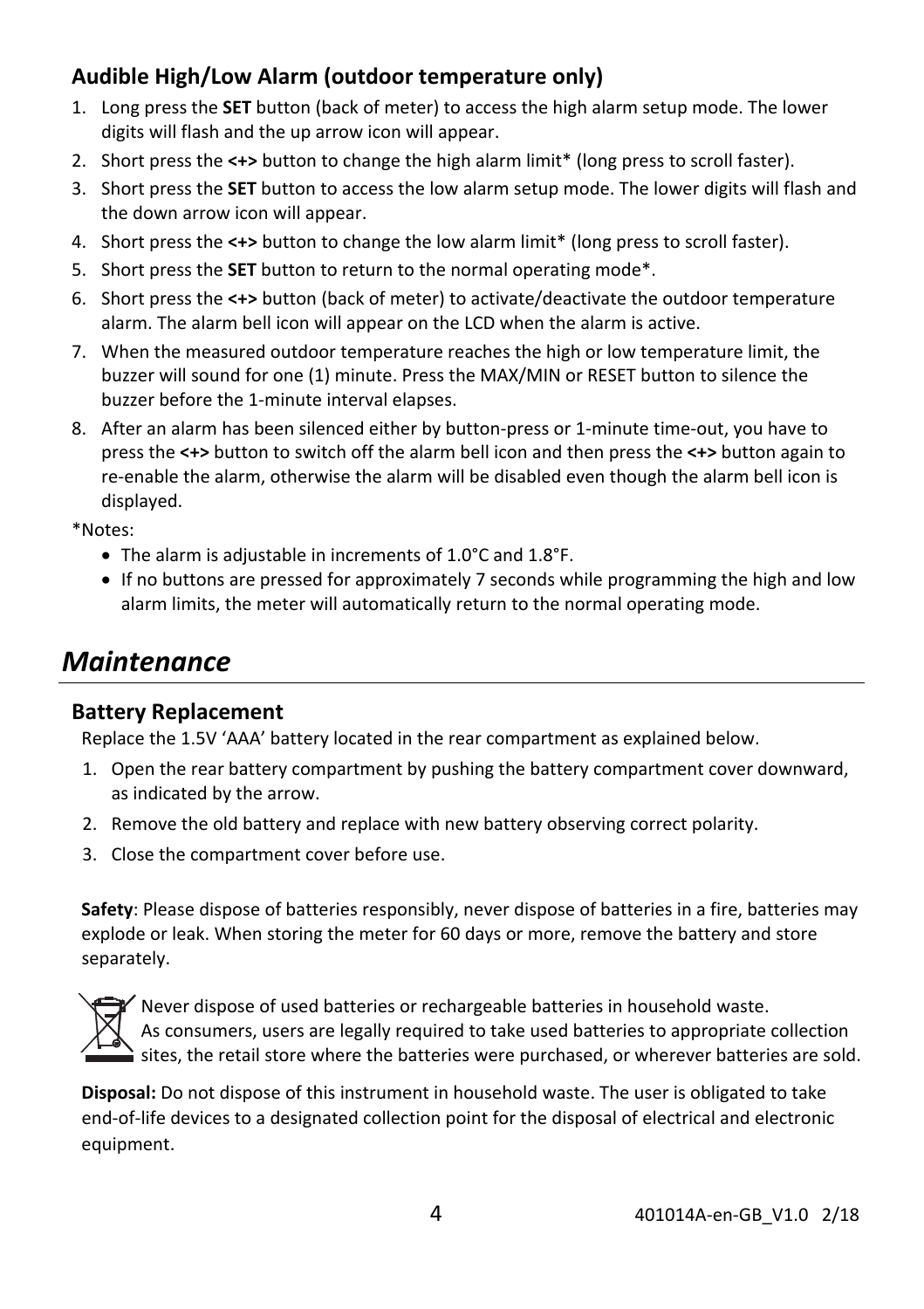### Audible High/Low Alarm (outdoor temperature only)

1. Long press the **SET** button (back of meter) to access the high alarm setup mode. The lower digits will flash and the up arrow icon will appear.
2. Short press the **<+>** button to change the high alarm limit* (long press to scroll faster).
3. Short press the **SET** button to access the low alarm setup mode. The lower digits will flash and the down arrow icon will appear.
4. Short press the **<+>** button to change the low alarm limit* (long press to scroll faster).
5. Short press the **SET** button to return to the normal operating mode*.
6. Short press the **<+>** button (back of meter) to activate/deactivate the outdoor temperature alarm. The alarm bell icon will appear on the LCD when the alarm is active.
7. When the measured outdoor temperature reaches the high or low temperature limit, the buzzer will sound for one (1) minute. Press the MAX/MIN or RESET button to silence the buzzer before the 1-minute interval elapses.
8. After an alarm has been silenced either by button-press or 1-minute time-out, you have to press the **<+>** button to switch off the alarm bell icon and then press the **<+>** button again to re-enable the alarm, otherwise the alarm will be disabled even though the alarm bell icon is displayed.

*Notes:

- The alarm is adjustable in increments of 1.0°C and 1.8°F.
- If no buttons are pressed for approximately 7 seconds while programming the high and low alarm limits, the meter will automatically return to the normal operating mode.

## *Maintenance*

### Battery Replacement

Replace the 1.5V 'AAA' battery located in the rear compartment as explained below.

1. Open the rear battery compartment by pushing the battery compartment cover downward, as indicated by the arrow.
2. Remove the old battery and replace with new battery observing correct polarity.
3. Close the compartment cover before use.

**Safety**: Please dispose of batteries responsibly, never dispose of batteries in a fire, batteries may explode or leak. When storing the meter for 60 days or more, remove the battery and store separately.

Never dispose of used batteries or rechargeable batteries in household waste.
As consumers, users are legally required to take used batteries to appropriate collection sites, the retail store where the batteries were purchased, or wherever batteries are sold.

**Disposal:** Do not dispose of this instrument in household waste. The user is obligated to take end-of-life devices to a designated collection point for the disposal of electrical and electronic equipment.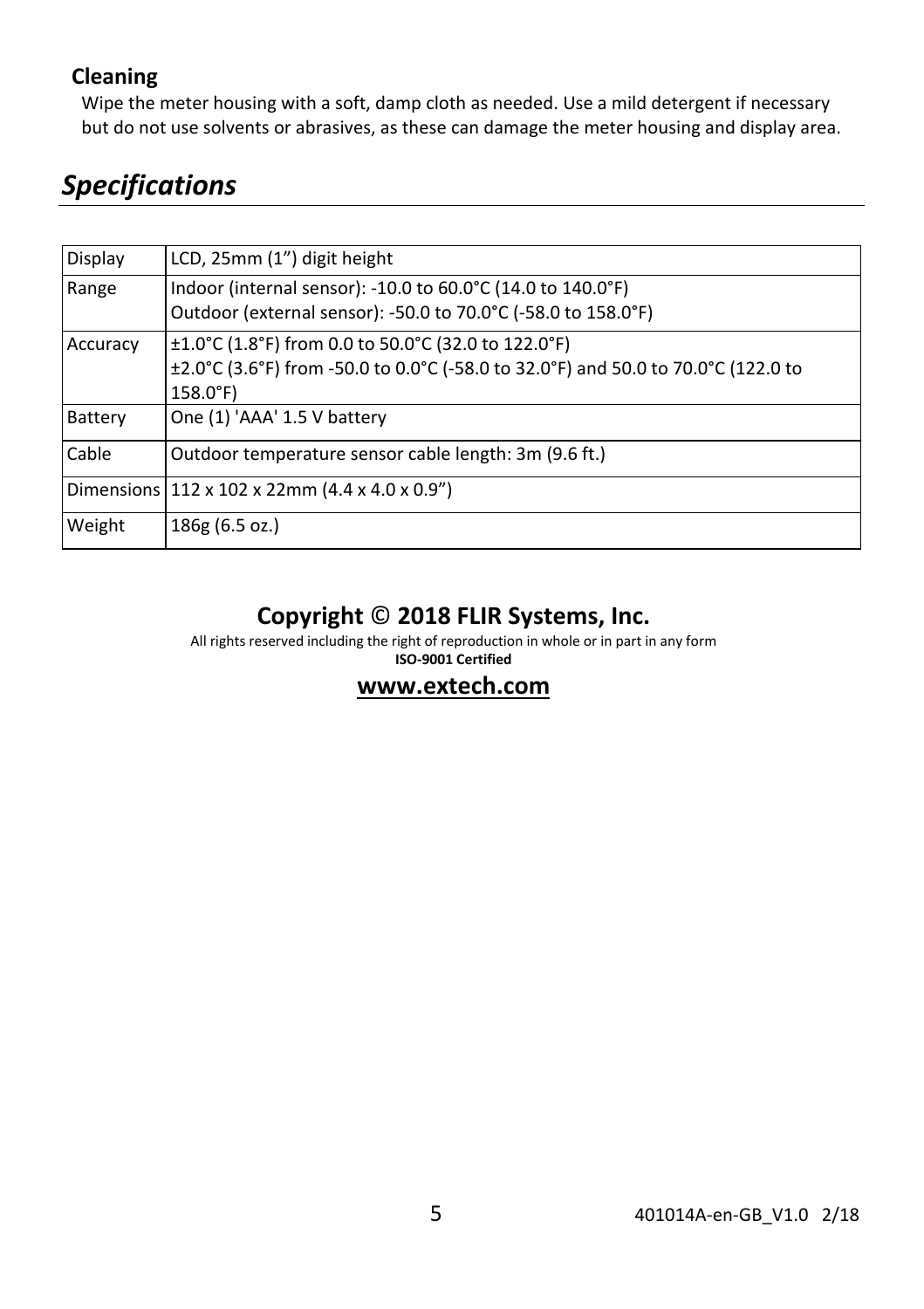### Cleaning

Wipe the meter housing with a soft, damp cloth as needed. Use a mild detergent if necessary but do not use solvents or abrasives, as these can damage the meter housing and display area.

## *Specifications*

| | |
|---|---|
| Display | LCD, 25mm (1”) digit height |
| Range | Indoor (internal sensor): -10.0 to 60.0°C (14.0 to 140.0°F)<br>Outdoor (external sensor): -50.0 to 70.0°C (-58.0 to 158.0°F) |
| Accuracy | ±1.0°C (1.8°F) from 0.0 to 50.0°C (32.0 to 122.0°F)<br>±2.0°C (3.6°F) from -50.0 to 0.0°C (-58.0 to 32.0°F) and 50.0 to 70.0°C (122.0 to 158.0°F) |
| Battery | One (1) 'AAA' 1.5 V battery |
| Cable | Outdoor temperature sensor cable length: 3m (9.6 ft.) |
| Dimensions | 112 x 102 x 22mm (4.4 x 4.0 x 0.9”) |
| Weight | 186g (6.5 oz.) |

**Copyright © 2018 FLIR Systems, Inc.**

All rights reserved including the right of reproduction in whole or in part in any form

**ISO-9001 Certified**

**www.extech.com**

401014A-en-GB_V1.0 2/18